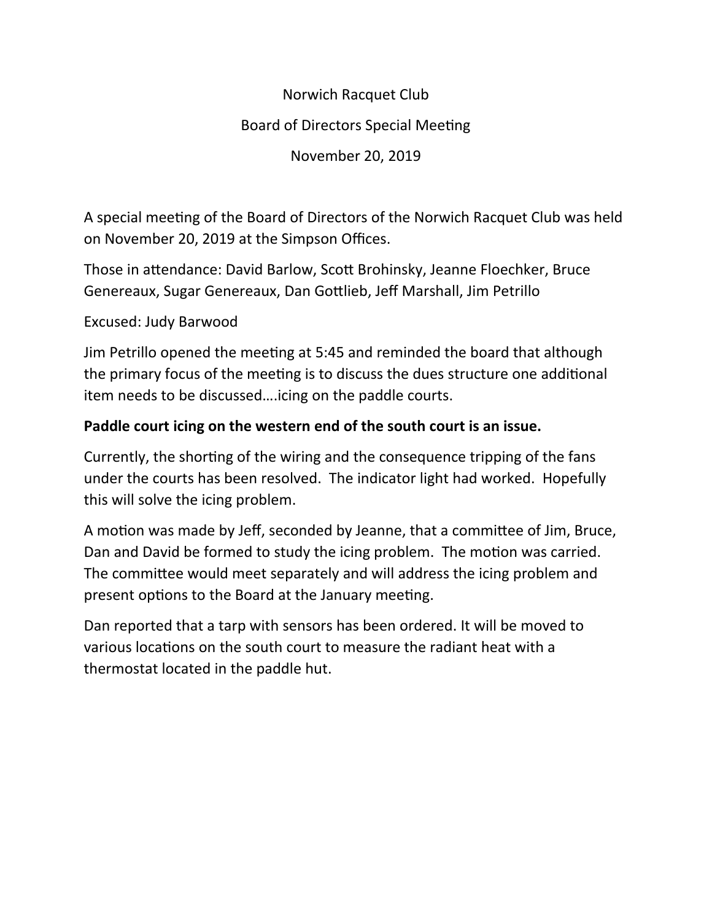Norwich Racquet Club

Board of Directors Special Meeting

November 20, 2019

A special meeting of the Board of Directors of the Norwich Racquet Club was held on November 20, 2019 at the Simpson Offices.

Those in attendance: David Barlow, Scott Brohinsky, Jeanne Floechker, Bruce Genereaux, Sugar Genereaux, Dan Gottlieb, Jeff Marshall, Jim Petrillo

Excused: Judy Barwood

Jim Petrillo opened the meeting at 5:45 and reminded the board that although the primary focus of the meeting is to discuss the dues structure one additional item needs to be discussed….icing on the paddle courts.

**Paddle court icing on the western end of the south court is an issue.**

Currently, the shorting of the wiring and the consequence tripping of the fans under the courts has been resolved. The indicator light had worked. Hopefully this will solve the icing problem.

A motion was made by Jeff, seconded by Jeanne, that a committee of Jim, Bruce, Dan and David be formed to study the icing problem. The motion was carried. The committee would meet separately and will address the icing problem and present options to the Board at the January meeting.

Dan reported that a tarp with sensors has been ordered. It will be moved to various locations on the south court to measure the radiant heat with a thermostat located in the paddle hut.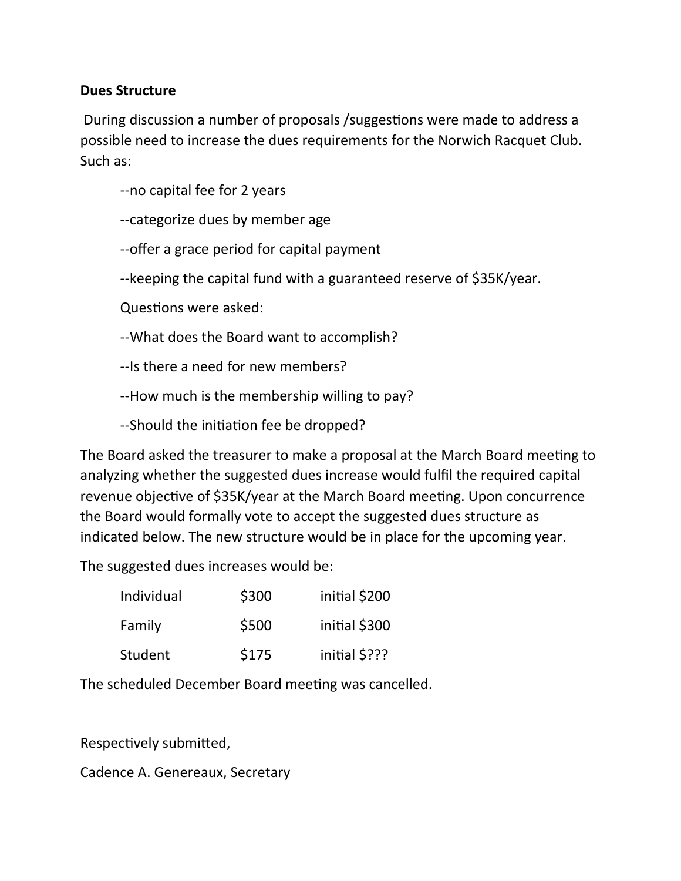**Dues Structure**

During discussion a number of proposals /suggestions were made to address a possible need to increase the dues requirements for the Norwich Racquet Club. Such as:

--no capital fee for 2 years

--categorize dues by member age

--offer a grace period for capital payment

--keeping the capital fund with a guaranteed reserve of $35K/year.

Questions were asked:

--What does the Board want to accomplish?

--Is there a need for new members?

--How much is the membership willing to pay?

--Should the initiation fee be dropped?

The Board asked the treasurer to make a proposal at the March Board meeting to analyzing whether the suggested dues increase would fulfil the required capital revenue objective of $35K/year at the March Board meeting. Upon concurrence the Board would formally vote to accept the suggested dues structure as indicated below. The new structure would be in place for the upcoming year.

The suggested dues increases would be:

| | | |
|---|---|---|
| Individual | $300 | initial $200 |
| Family | $500 | initial $300 |
| Student | $175 | initial $??? |

The scheduled December Board meeting was cancelled.

Respectively submitted,

Cadence A. Genereaux, Secretary